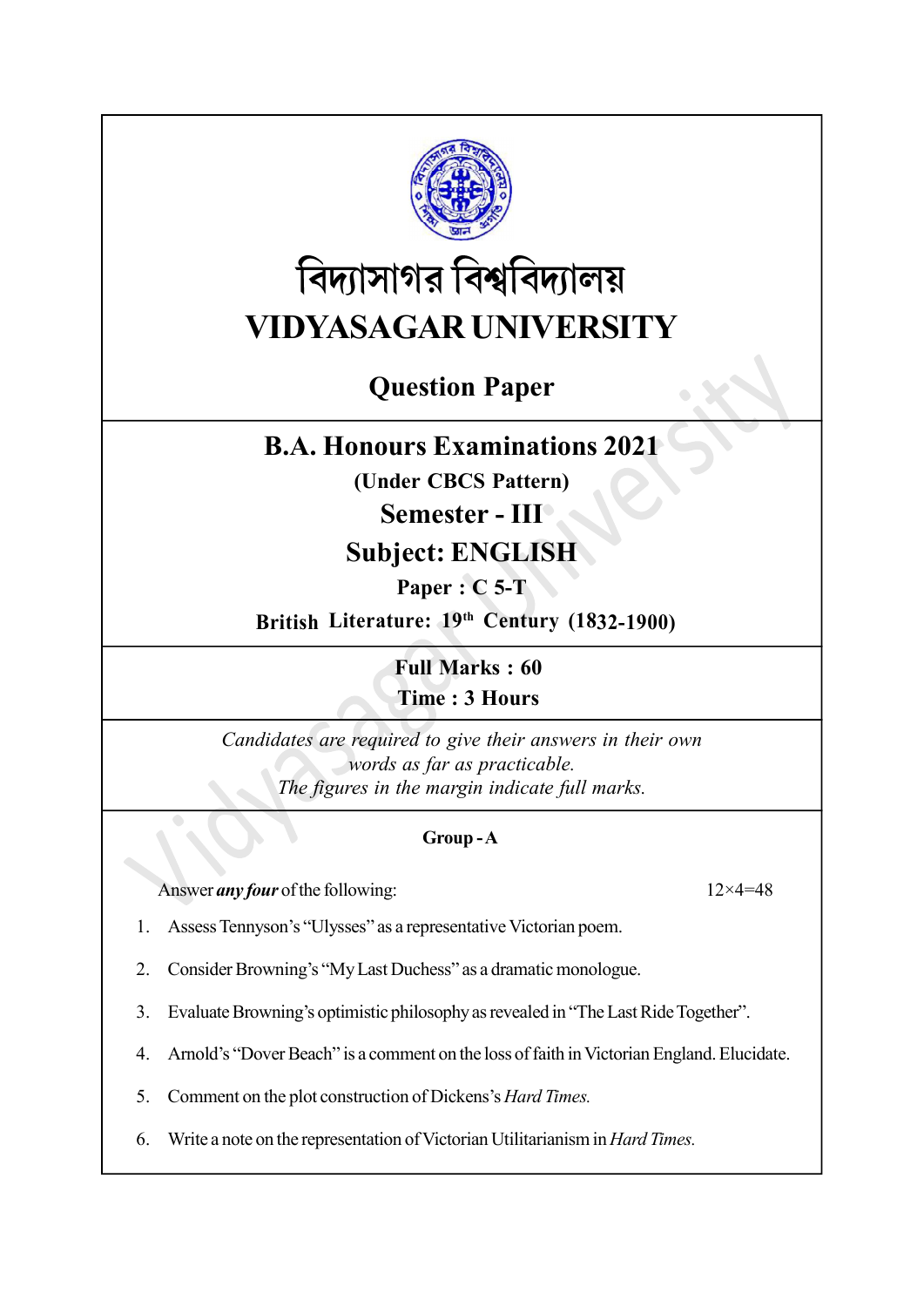# বিদ্যাসাগর বিশ্ববিদ্যালয়

# VIDYASAGAR UNIVERSITY

## Question Paper

## B.A. Honours Examinations 2021

**(Under CBCS Pattern)**

### Semester - III

### Subject: ENGLISH

**Paper : C 5-T**

**British Literature: 19th Century (1832-1900)**

**Full Marks : 60**

**Time : 3 Hours**

*Candidates are required to give their answers in their own words as far as practicable.*
*The figures in the margin indicate full marks.*

**Group - A**

Answer ***any four*** of the following: $12 \times 4 = 48$

1. Assess Tennyson's "Ulysses" as a representative Victorian poem.
2. Consider Browning's "My Last Duchess" as a dramatic monologue.
3. Evaluate Browning's optimistic philosophy as revealed in "The Last Ride Together".
4. Arnold's "Dover Beach" is a comment on the loss of faith in Victorian England. Elucidate.
5. Comment on the plot construction of Dickens's *Hard Times.*
6. Write a note on the representation of Victorian Utilitarianism in *Hard Times.*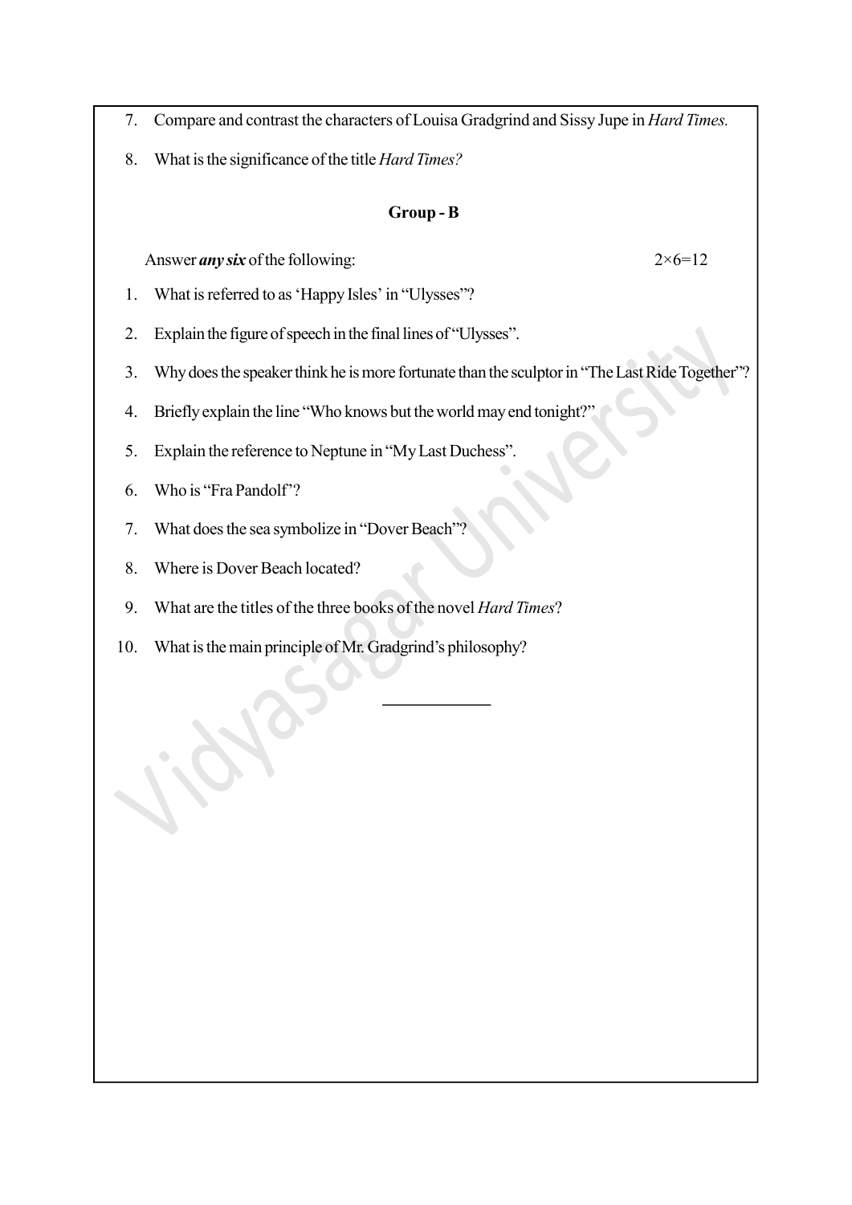7. Compare and contrast the characters of Louisa Gradgrind and Sissy Jupe in *Hard Times.*

8. What is the significance of the title *Hard Times?*

### Group - B

Answer ***any six*** of the following: $2\times6=12$

1. What is referred to as 'Happy Isles' in "Ulysses"?
2. Explain the figure of speech in the final lines of "Ulysses".
3. Why does the speaker think he is more fortunate than the sculptor in "The Last Ride Together"?
4. Briefly explain the line "Who knows but the world may end tonight?"
5. Explain the reference to Neptune in "My Last Duchess".
6. Who is "Fra Pandolf"?
7. What does the sea symbolize in "Dover Beach"?
8. Where is Dover Beach located?
9. What are the titles of the three books of the novel *Hard Times*?
10. What is the main principle of Mr. Gradgrind's philosophy?

---